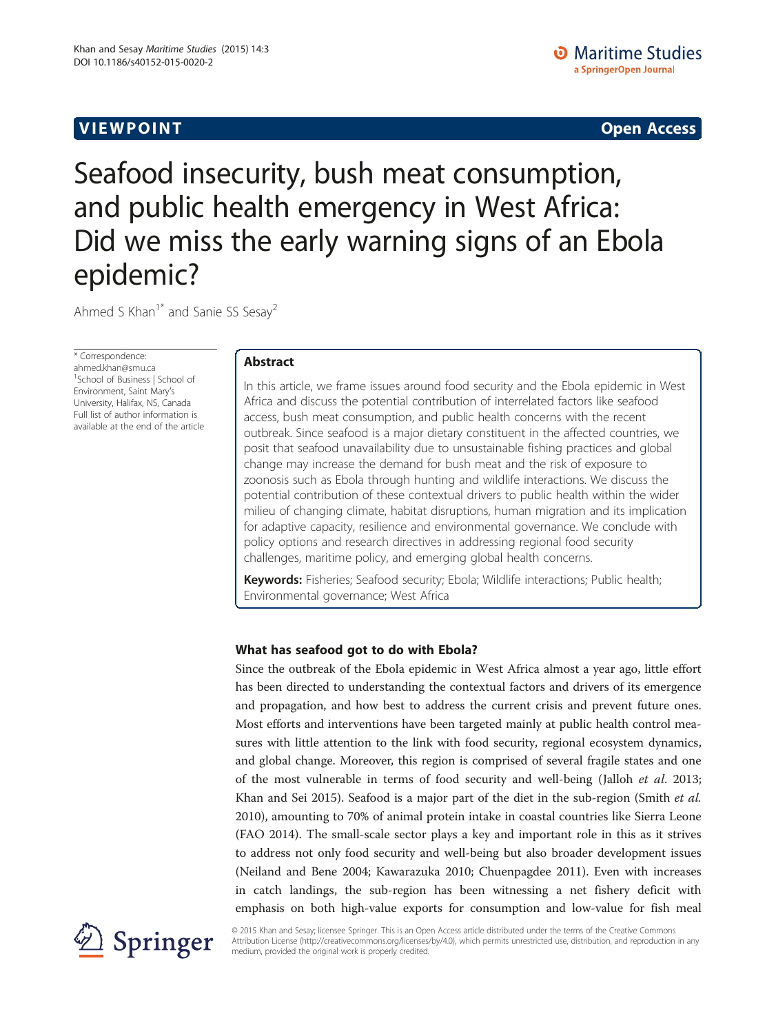VIEWPOINT Open Access

# Seafood insecurity, bush meat consumption, and public health emergency in West Africa: Did we miss the early warning signs of an Ebola epidemic?

Ahmed S Khan[1*] and Sanie SS Sesay[2]

\* Correspondence: ahmed.khan@smu.ca
[1]School of Business | School of Environment, Saint Mary's University, Halifax, NS, Canada
Full list of author information is available at the end of the article

## Abstract

In this article, we frame issues around food security and the Ebola epidemic in West Africa and discuss the potential contribution of interrelated factors like seafood access, bush meat consumption, and public health concerns with the recent outbreak. Since seafood is a major dietary constituent in the affected countries, we posit that seafood unavailability due to unsustainable fishing practices and global change may increase the demand for bush meat and the risk of exposure to zoonosis such as Ebola through hunting and wildlife interactions. We discuss the potential contribution of these contextual drivers to public health within the wider milieu of changing climate, habitat disruptions, human migration and its implication for adaptive capacity, resilience and environmental governance. We conclude with policy options and research directives in addressing regional food security challenges, maritime policy, and emerging global health concerns.

**Keywords:** Fisheries; Seafood security; Ebola; Wildlife interactions; Public health; Environmental governance; West Africa

## What has seafood got to do with Ebola?

Since the outbreak of the Ebola epidemic in West Africa almost a year ago, little effort has been directed to understanding the contextual factors and drivers of its emergence and propagation, and how best to address the current crisis and prevent future ones. Most efforts and interventions have been targeted mainly at public health control measures with little attention to the link with food security, regional ecosystem dynamics, and global change. Moreover, this region is comprised of several fragile states and one of the most vulnerable in terms of food security and well-being (Jalloh *et al*. 2013; Khan and Sei 2015). Seafood is a major part of the diet in the sub-region (Smith *et al.* 2010), amounting to 70% of animal protein intake in coastal countries like Sierra Leone (FAO 2014). The small-scale sector plays a key and important role in this as it strives to address not only food security and well-being but also broader development issues (Neiland and Bene 2004; Kawarazuka 2010; Chuenpagdee 2011). Even with increases in catch landings, the sub-region has been witnessing a net fishery deficit with emphasis on both high-value exports for consumption and low-value for fish meal

© 2015 Khan and Sesay; licensee Springer. This is an Open Access article distributed under the terms of the Creative Commons Attribution License (http://creativecommons.org/licenses/by/4.0), which permits unrestricted use, distribution, and reproduction in any medium, provided the original work is properly credited.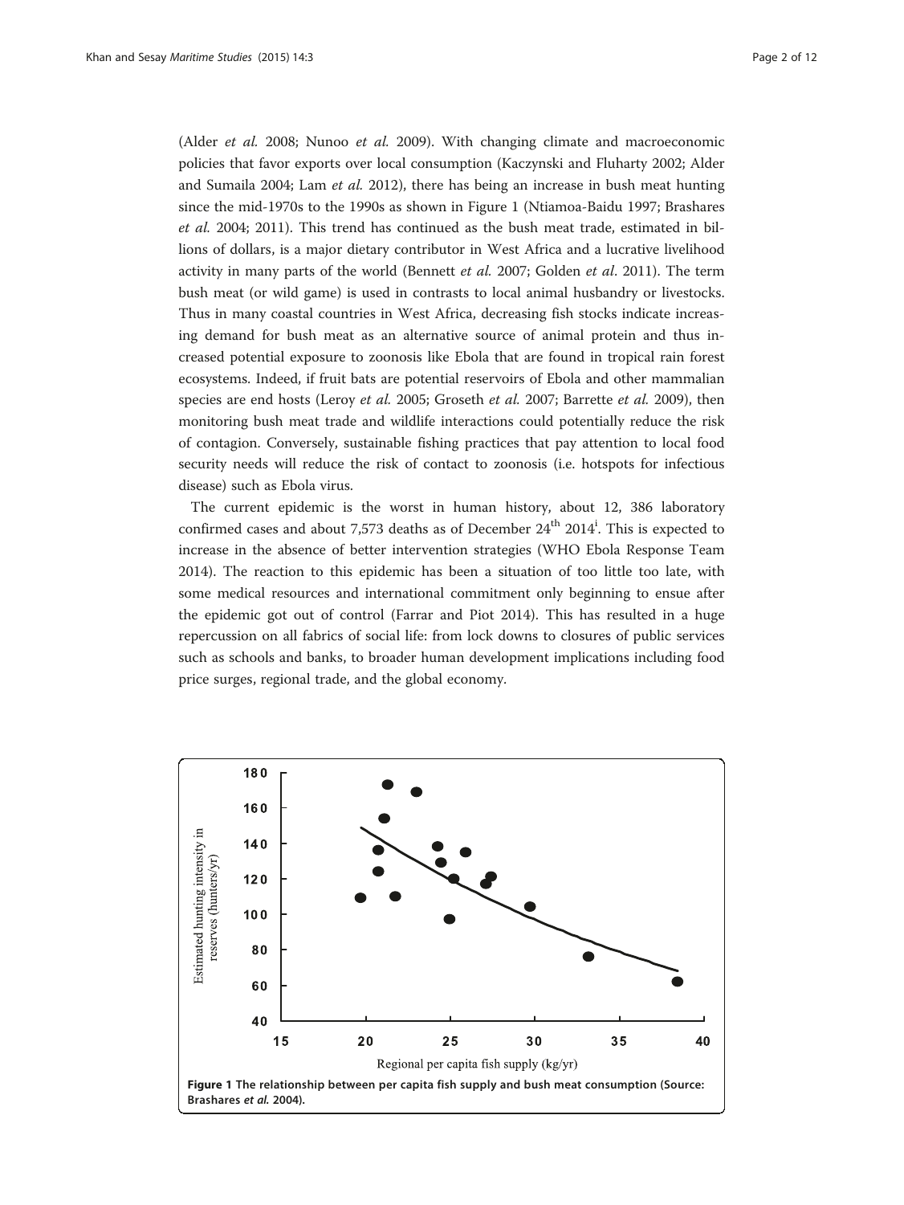(Alder *et al.* 2008; Nunoo *et al.* 2009). With changing climate and macroeconomic policies that favor exports over local consumption (Kaczynski and Fluharty 2002; Alder and Sumaila 2004; Lam *et al.* 2012), there has being an increase in bush meat hunting since the mid-1970s to the 1990s as shown in Figure 1 (Ntiamoa-Baidu 1997; Brashares *et al.* 2004; 2011). This trend has continued as the bush meat trade, estimated in billions of dollars, is a major dietary contributor in West Africa and a lucrative livelihood activity in many parts of the world (Bennett *et al.* 2007; Golden *et al*. 2011). The term bush meat (or wild game) is used in contrasts to local animal husbandry or livestocks. Thus in many coastal countries in West Africa, decreasing fish stocks indicate increasing demand for bush meat as an alternative source of animal protein and thus increased potential exposure to zoonosis like Ebola that are found in tropical rain forest ecosystems. Indeed, if fruit bats are potential reservoirs of Ebola and other mammalian species are end hosts (Leroy *et al.* 2005; Groseth *et al.* 2007; Barrette *et al.* 2009), then monitoring bush meat trade and wildlife interactions could potentially reduce the risk of contagion. Conversely, sustainable fishing practices that pay attention to local food security needs will reduce the risk of contact to zoonosis (i.e. hotspots for infectious disease) such as Ebola virus.

The current epidemic is the worst in human history, about 12, 386 laboratory confirmed cases and about 7,573 deaths as of December 24th 2014[i]. This is expected to increase in the absence of better intervention strategies (WHO Ebola Response Team 2014). The reaction to this epidemic has been a situation of too little too late, with some medical resources and international commitment only beginning to ensue after the epidemic got out of control (Farrar and Piot 2014). This has resulted in a huge repercussion on all fabrics of social life: from lock downs to closures of public services such as schools and banks, to broader human development implications including food price surges, regional trade, and the global economy.

**Figure 1 The relationship between per capita fish supply and bush meat consumption (Source: Brashares *et al.* 2004).**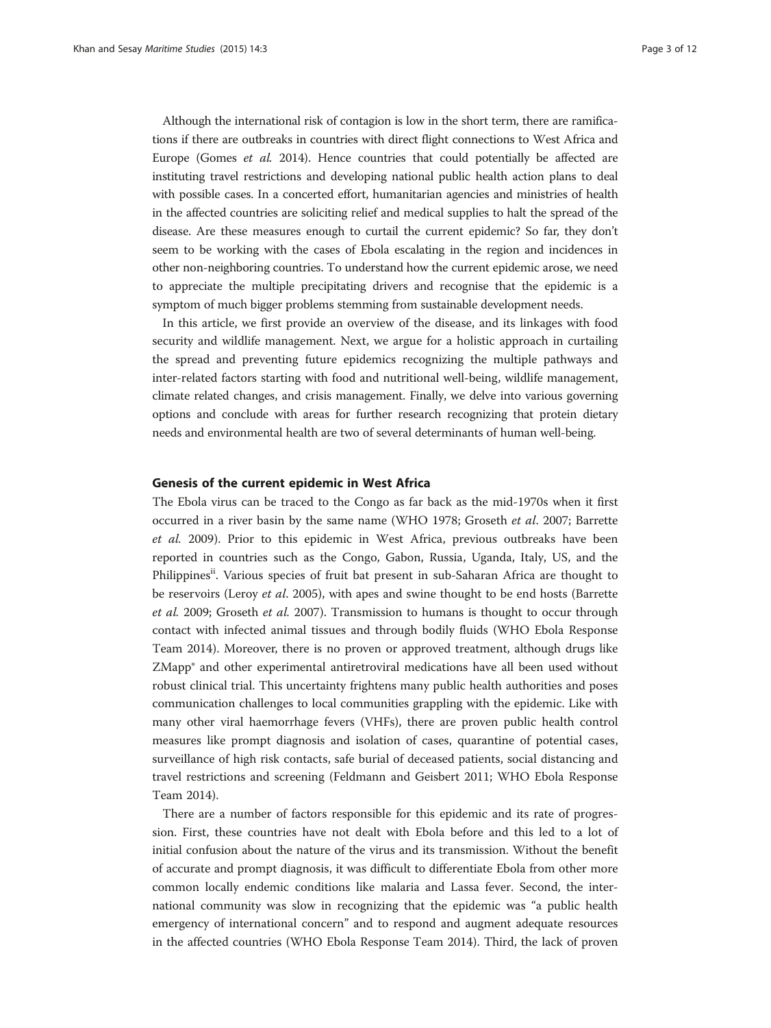Although the international risk of contagion is low in the short term, there are ramifications if there are outbreaks in countries with direct flight connections to West Africa and Europe (Gomes *et al.* 2014). Hence countries that could potentially be affected are instituting travel restrictions and developing national public health action plans to deal with possible cases. In a concerted effort, humanitarian agencies and ministries of health in the affected countries are soliciting relief and medical supplies to halt the spread of the disease. Are these measures enough to curtail the current epidemic? So far, they don't seem to be working with the cases of Ebola escalating in the region and incidences in other non-neighboring countries. To understand how the current epidemic arose, we need to appreciate the multiple precipitating drivers and recognise that the epidemic is a symptom of much bigger problems stemming from sustainable development needs.

In this article, we first provide an overview of the disease, and its linkages with food security and wildlife management. Next, we argue for a holistic approach in curtailing the spread and preventing future epidemics recognizing the multiple pathways and inter-related factors starting with food and nutritional well-being, wildlife management, climate related changes, and crisis management. Finally, we delve into various governing options and conclude with areas for further research recognizing that protein dietary needs and environmental health are two of several determinants of human well-being.

### Genesis of the current epidemic in West Africa

The Ebola virus can be traced to the Congo as far back as the mid-1970s when it first occurred in a river basin by the same name (WHO 1978; Groseth *et al*. 2007; Barrette *et al.* 2009). Prior to this epidemic in West Africa, previous outbreaks have been reported in countries such as the Congo, Gabon, Russia, Uganda, Italy, US, and the Philippines[ii]. Various species of fruit bat present in sub-Saharan Africa are thought to be reservoirs (Leroy *et al*. 2005), with apes and swine thought to be end hosts (Barrette *et al.* 2009; Groseth *et al.* 2007). Transmission to humans is thought to occur through contact with infected animal tissues and through bodily fluids (WHO Ebola Response Team 2014). Moreover, there is no proven or approved treatment, although drugs like ZMapp® and other experimental antiretroviral medications have all been used without robust clinical trial. This uncertainty frightens many public health authorities and poses communication challenges to local communities grappling with the epidemic. Like with many other viral haemorrhage fevers (VHFs), there are proven public health control measures like prompt diagnosis and isolation of cases, quarantine of potential cases, surveillance of high risk contacts, safe burial of deceased patients, social distancing and travel restrictions and screening (Feldmann and Geisbert 2011; WHO Ebola Response Team 2014).

There are a number of factors responsible for this epidemic and its rate of progression. First, these countries have not dealt with Ebola before and this led to a lot of initial confusion about the nature of the virus and its transmission. Without the benefit of accurate and prompt diagnosis, it was difficult to differentiate Ebola from other more common locally endemic conditions like malaria and Lassa fever. Second, the international community was slow in recognizing that the epidemic was "a public health emergency of international concern" and to respond and augment adequate resources in the affected countries (WHO Ebola Response Team 2014). Third, the lack of proven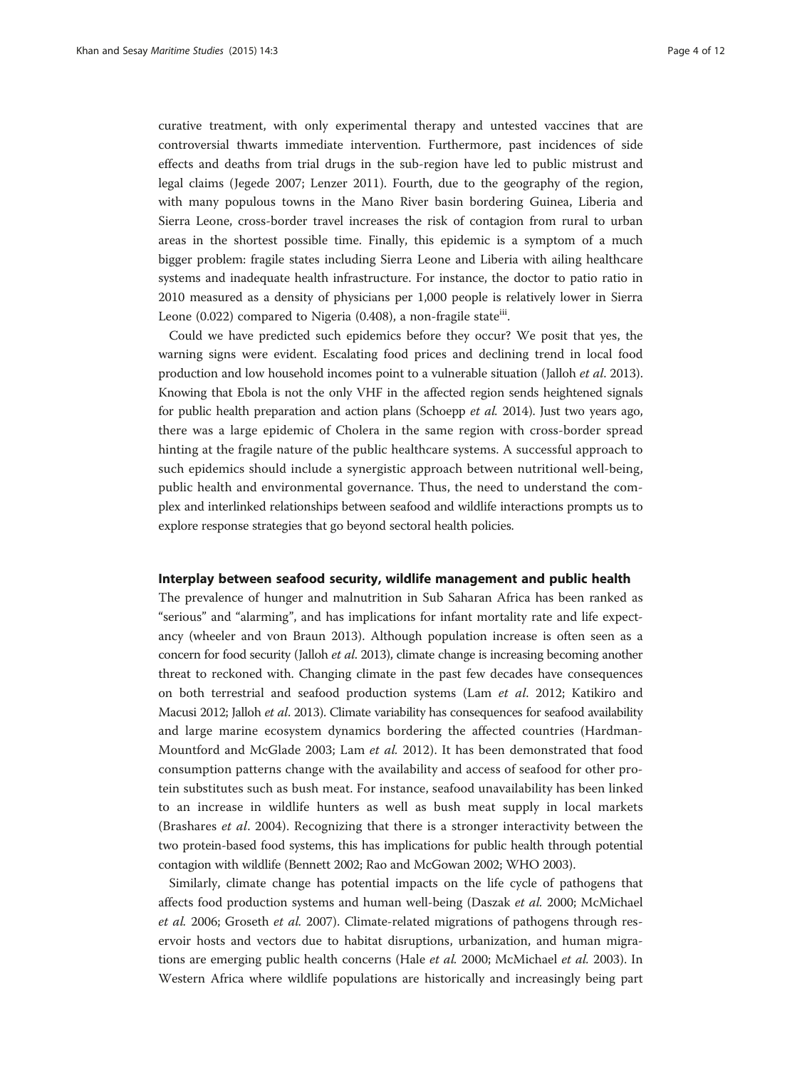curative treatment, with only experimental therapy and untested vaccines that are controversial thwarts immediate intervention. Furthermore, past incidences of side effects and deaths from trial drugs in the sub-region have led to public mistrust and legal claims (Jegede 2007; Lenzer 2011). Fourth, due to the geography of the region, with many populous towns in the Mano River basin bordering Guinea, Liberia and Sierra Leone, cross-border travel increases the risk of contagion from rural to urban areas in the shortest possible time. Finally, this epidemic is a symptom of a much bigger problem: fragile states including Sierra Leone and Liberia with ailing healthcare systems and inadequate health infrastructure. For instance, the doctor to patio ratio in 2010 measured as a density of physicians per 1,000 people is relatively lower in Sierra Leone (0.022) compared to Nigeria (0.408), a non-fragile state[iii].

Could we have predicted such epidemics before they occur? We posit that yes, the warning signs were evident. Escalating food prices and declining trend in local food production and low household incomes point to a vulnerable situation (Jalloh *et al*. 2013). Knowing that Ebola is not the only VHF in the affected region sends heightened signals for public health preparation and action plans (Schoepp *et al.* 2014). Just two years ago, there was a large epidemic of Cholera in the same region with cross-border spread hinting at the fragile nature of the public healthcare systems. A successful approach to such epidemics should include a synergistic approach between nutritional well-being, public health and environmental governance. Thus, the need to understand the complex and interlinked relationships between seafood and wildlife interactions prompts us to explore response strategies that go beyond sectoral health policies.

## Interplay between seafood security, wildlife management and public health

The prevalence of hunger and malnutrition in Sub Saharan Africa has been ranked as "serious" and "alarming", and has implications for infant mortality rate and life expectancy (wheeler and von Braun 2013). Although population increase is often seen as a concern for food security (Jalloh *et al*. 2013), climate change is increasing becoming another threat to reckoned with. Changing climate in the past few decades have consequences on both terrestrial and seafood production systems (Lam *et al*. 2012; Katikiro and Macusi 2012; Jalloh *et al*. 2013). Climate variability has consequences for seafood availability and large marine ecosystem dynamics bordering the affected countries (Hardman-Mountford and McGlade 2003; Lam *et al.* 2012). It has been demonstrated that food consumption patterns change with the availability and access of seafood for other protein substitutes such as bush meat. For instance, seafood unavailability has been linked to an increase in wildlife hunters as well as bush meat supply in local markets (Brashares *et al*. 2004). Recognizing that there is a stronger interactivity between the two protein-based food systems, this has implications for public health through potential contagion with wildlife (Bennett 2002; Rao and McGowan 2002; WHO 2003).

Similarly, climate change has potential impacts on the life cycle of pathogens that affects food production systems and human well-being (Daszak *et al.* 2000; McMichael *et al.* 2006; Groseth *et al.* 2007). Climate-related migrations of pathogens through reservoir hosts and vectors due to habitat disruptions, urbanization, and human migrations are emerging public health concerns (Hale *et al.* 2000; McMichael *et al.* 2003). In Western Africa where wildlife populations are historically and increasingly being part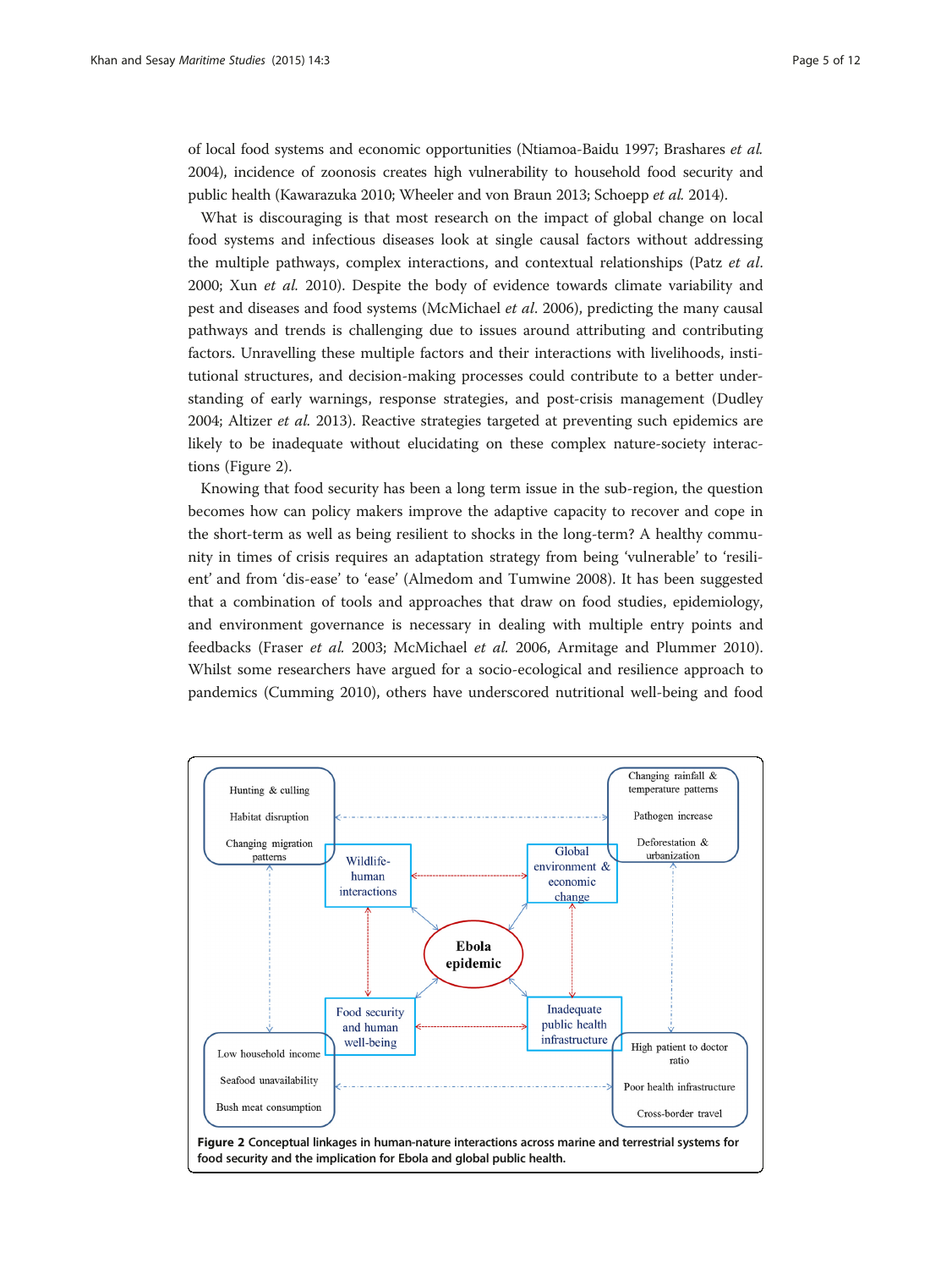of local food systems and economic opportunities (Ntiamoa-Baidu 1997; Brashares *et al.* 2004), incidence of zoonosis creates high vulnerability to household food security and public health (Kawarazuka 2010; Wheeler and von Braun 2013; Schoepp *et al.* 2014).

What is discouraging is that most research on the impact of global change on local food systems and infectious diseases look at single causal factors without addressing the multiple pathways, complex interactions, and contextual relationships (Patz *et al.* 2000; Xun *et al.* 2010). Despite the body of evidence towards climate variability and pest and diseases and food systems (McMichael *et al.* 2006), predicting the many causal pathways and trends is challenging due to issues around attributing and contributing factors. Unravelling these multiple factors and their interactions with livelihoods, institutional structures, and decision-making processes could contribute to a better understanding of early warnings, response strategies, and post-crisis management (Dudley 2004; Altizer *et al.* 2013). Reactive strategies targeted at preventing such epidemics are likely to be inadequate without elucidating on these complex nature-society interactions (Figure 2).

Knowing that food security has been a long term issue in the sub-region, the question becomes how can policy makers improve the adaptive capacity to recover and cope in the short-term as well as being resilient to shocks in the long-term? A healthy community in times of crisis requires an adaptation strategy from being 'vulnerable' to 'resilient' and from 'dis-ease' to 'ease' (Almedom and Tumwine 2008). It has been suggested that a combination of tools and approaches that draw on food studies, epidemiology, and environment governance is necessary in dealing with multiple entry points and feedbacks (Fraser *et al.* 2003; McMichael *et al.* 2006, Armitage and Plummer 2010). Whilst some researchers have argued for a socio-ecological and resilience approach to pandemics (Cumming 2010), others have underscored nutritional well-being and food

Hunting & culling
Habitat disruption
Changing migration patterns

Changing rainfall & temperature patterns
Pathogen increase
Deforestation & urbanization

Wildlife-human interactions

Global environment & economic change

Ebola epidemic

Food security and human well-being

Inadequate public health infrastructure

Low household income
Seafood unavailability
Bush meat consumption

High patient to doctor ratio
Poor health infrastructure
Cross-border travel

**Figure 2** **Conceptual linkages in human-nature interactions across marine and terrestrial systems for food security and the implication for Ebola and global public health.**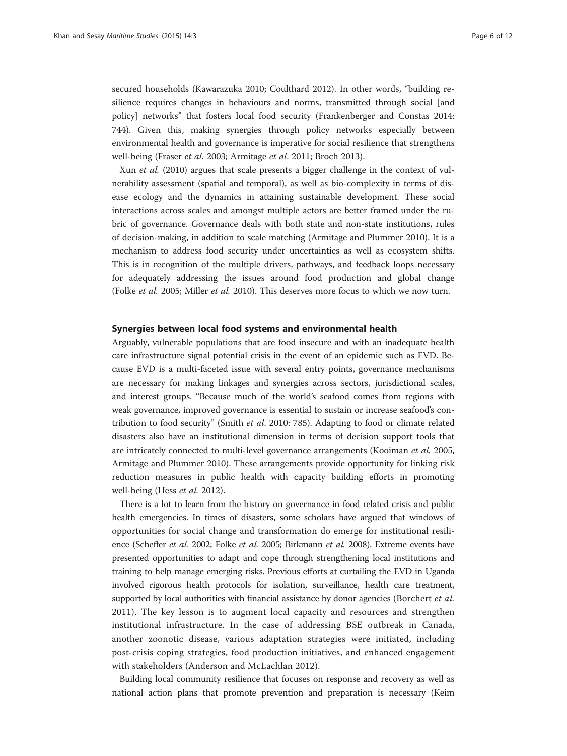secured households (Kawarazuka 2010; Coulthard 2012). In other words, "building resilience requires changes in behaviours and norms, transmitted through social [and policy] networks" that fosters local food security (Frankenberger and Constas 2014: 744). Given this, making synergies through policy networks especially between environmental health and governance is imperative for social resilience that strengthens well-being (Fraser *et al.* 2003; Armitage *et al*. 2011; Broch 2013).

Xun *et al.* (2010) argues that scale presents a bigger challenge in the context of vulnerability assessment (spatial and temporal), as well as bio-complexity in terms of disease ecology and the dynamics in attaining sustainable development. These social interactions across scales and amongst multiple actors are better framed under the rubric of governance. Governance deals with both state and non-state institutions, rules of decision-making, in addition to scale matching (Armitage and Plummer 2010). It is a mechanism to address food security under uncertainties as well as ecosystem shifts. This is in recognition of the multiple drivers, pathways, and feedback loops necessary for adequately addressing the issues around food production and global change (Folke *et al.* 2005; Miller *et al.* 2010). This deserves more focus to which we now turn.

## Synergies between local food systems and environmental health

Arguably, vulnerable populations that are food insecure and with an inadequate health care infrastructure signal potential crisis in the event of an epidemic such as EVD. Because EVD is a multi-faceted issue with several entry points, governance mechanisms are necessary for making linkages and synergies across sectors, jurisdictional scales, and interest groups. "Because much of the world's seafood comes from regions with weak governance, improved governance is essential to sustain or increase seafood's contribution to food security" (Smith *et al*. 2010: 785). Adapting to food or climate related disasters also have an institutional dimension in terms of decision support tools that are intricately connected to multi-level governance arrangements (Kooiman *et al.* 2005, Armitage and Plummer 2010). These arrangements provide opportunity for linking risk reduction measures in public health with capacity building efforts in promoting well-being (Hess *et al.* 2012).

There is a lot to learn from the history on governance in food related crisis and public health emergencies. In times of disasters, some scholars have argued that windows of opportunities for social change and transformation do emerge for institutional resilience (Scheffer *et al.* 2002; Folke *et al.* 2005; Birkmann *et al.* 2008). Extreme events have presented opportunities to adapt and cope through strengthening local institutions and training to help manage emerging risks. Previous efforts at curtailing the EVD in Uganda involved rigorous health protocols for isolation, surveillance, health care treatment, supported by local authorities with financial assistance by donor agencies (Borchert *et al.* 2011). The key lesson is to augment local capacity and resources and strengthen institutional infrastructure. In the case of addressing BSE outbreak in Canada, another zoonotic disease, various adaptation strategies were initiated, including post-crisis coping strategies, food production initiatives, and enhanced engagement with stakeholders (Anderson and McLachlan 2012).

Building local community resilience that focuses on response and recovery as well as national action plans that promote prevention and preparation is necessary (Keim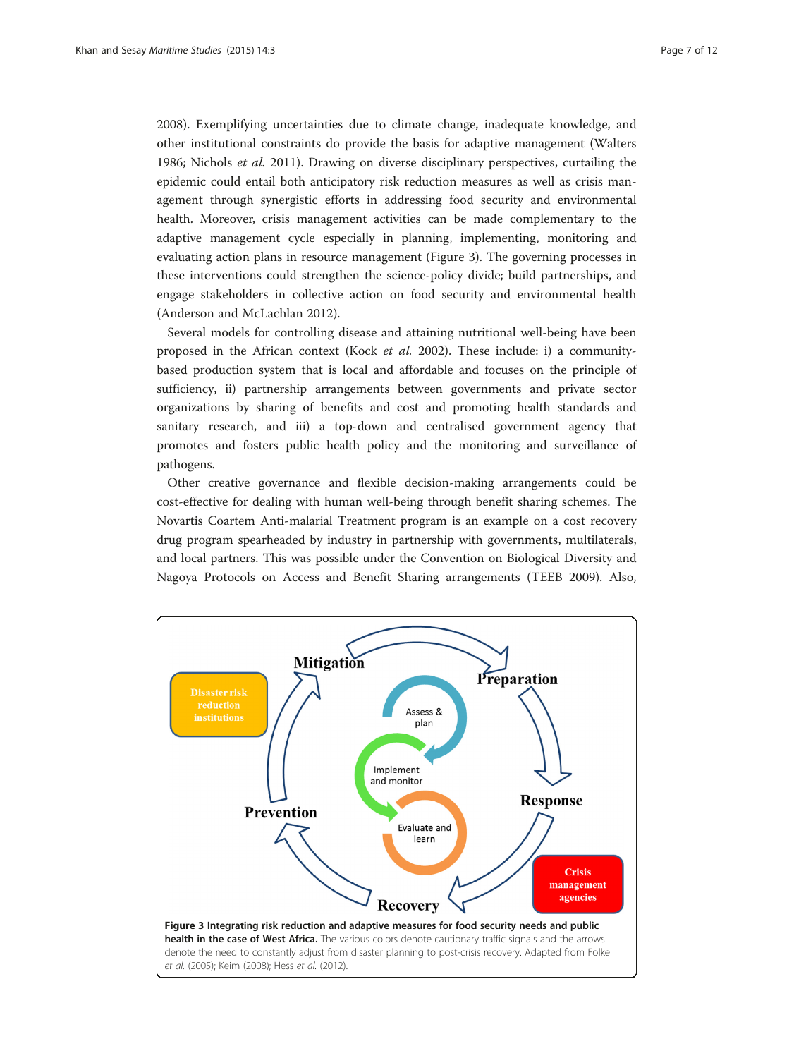2008). Exemplifying uncertainties due to climate change, inadequate knowledge, and other institutional constraints do provide the basis for adaptive management (Walters 1986; Nichols *et al.* 2011). Drawing on diverse disciplinary perspectives, curtailing the epidemic could entail both anticipatory risk reduction measures as well as crisis management through synergistic efforts in addressing food security and environmental health. Moreover, crisis management activities can be made complementary to the adaptive management cycle especially in planning, implementing, monitoring and evaluating action plans in resource management (Figure 3). The governing processes in these interventions could strengthen the science-policy divide; build partnerships, and engage stakeholders in collective action on food security and environmental health (Anderson and McLachlan 2012).

Several models for controlling disease and attaining nutritional well-being have been proposed in the African context (Kock *et al.* 2002). These include: i) a community-based production system that is local and affordable and focuses on the principle of sufficiency, ii) partnership arrangements between governments and private sector organizations by sharing of benefits and cost and promoting health standards and sanitary research, and iii) a top-down and centralised government agency that promotes and fosters public health policy and the monitoring and surveillance of pathogens.

Other creative governance and flexible decision-making arrangements could be cost-effective for dealing with human well-being through benefit sharing schemes. The Novartis Coartem Anti-malarial Treatment program is an example on a cost recovery drug program spearheaded by industry in partnership with governments, multilaterals, and local partners. This was possible under the Convention on Biological Diversity and Nagoya Protocols on Access and Benefit Sharing arrangements (TEEB 2009). Also,

**Figure 3 Integrating risk reduction and adaptive measures for food security needs and public health in the case of West Africa.** The various colors denote cautionary traffic signals and the arrows denote the need to constantly adjust from disaster planning to post-crisis recovery. Adapted from Folke *et al.* (2005); Keim (2008); Hess *et al.* (2012).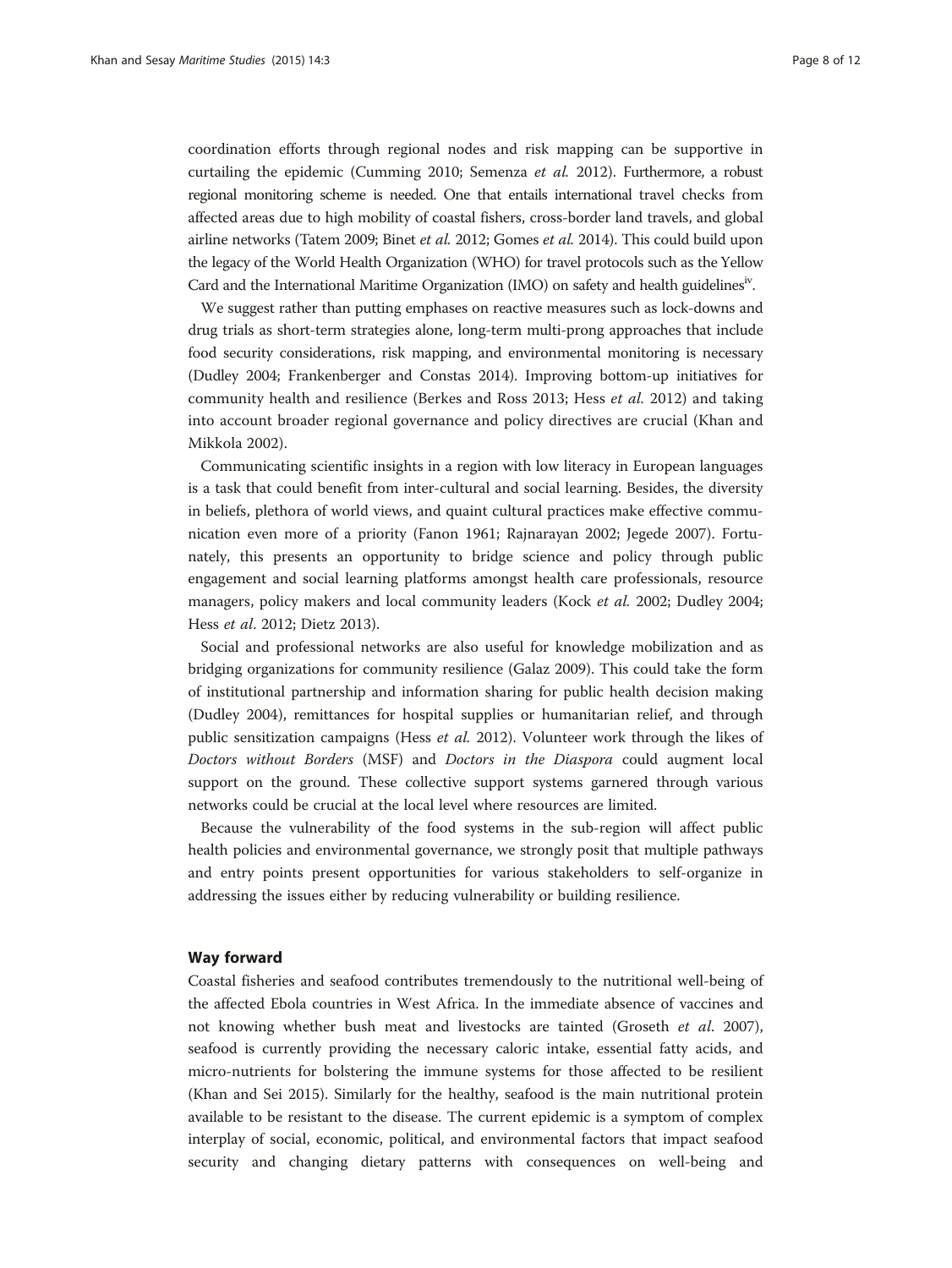coordination efforts through regional nodes and risk mapping can be supportive in curtailing the epidemic (Cumming 2010; Semenza *et al.* 2012). Furthermore, a robust regional monitoring scheme is needed. One that entails international travel checks from affected areas due to high mobility of coastal fishers, cross-border land travels, and global airline networks (Tatem 2009; Binet *et al.* 2012; Gomes *et al.* 2014). This could build upon the legacy of the World Health Organization (WHO) for travel protocols such as the Yellow Card and the International Maritime Organization (IMO) on safety and health guidelines[iv].

We suggest rather than putting emphases on reactive measures such as lock-downs and drug trials as short-term strategies alone, long-term multi-prong approaches that include food security considerations, risk mapping, and environmental monitoring is necessary (Dudley 2004; Frankenberger and Constas 2014). Improving bottom-up initiatives for community health and resilience (Berkes and Ross 2013; Hess *et al.* 2012) and taking into account broader regional governance and policy directives are crucial (Khan and Mikkola 2002).

Communicating scientific insights in a region with low literacy in European languages is a task that could benefit from inter-cultural and social learning. Besides, the diversity in beliefs, plethora of world views, and quaint cultural practices make effective communication even more of a priority (Fanon 1961; Rajnarayan 2002; Jegede 2007). Fortunately, this presents an opportunity to bridge science and policy through public engagement and social learning platforms amongst health care professionals, resource managers, policy makers and local community leaders (Kock *et al.* 2002; Dudley 2004; Hess *et al*. 2012; Dietz 2013).

Social and professional networks are also useful for knowledge mobilization and as bridging organizations for community resilience (Galaz 2009). This could take the form of institutional partnership and information sharing for public health decision making (Dudley 2004), remittances for hospital supplies or humanitarian relief, and through public sensitization campaigns (Hess *et al.* 2012). Volunteer work through the likes of *Doctors without Borders* (MSF) and *Doctors in the Diaspora* could augment local support on the ground. These collective support systems garnered through various networks could be crucial at the local level where resources are limited.

Because the vulnerability of the food systems in the sub-region will affect public health policies and environmental governance, we strongly posit that multiple pathways and entry points present opportunities for various stakeholders to self-organize in addressing the issues either by reducing vulnerability or building resilience.

## Way forward

Coastal fisheries and seafood contributes tremendously to the nutritional well-being of the affected Ebola countries in West Africa. In the immediate absence of vaccines and not knowing whether bush meat and livestocks are tainted (Groseth *et al.* 2007), seafood is currently providing the necessary caloric intake, essential fatty acids, and micro-nutrients for bolstering the immune systems for those affected to be resilient (Khan and Sei 2015). Similarly for the healthy, seafood is the main nutritional protein available to be resistant to the disease. The current epidemic is a symptom of complex interplay of social, economic, political, and environmental factors that impact seafood security and changing dietary patterns with consequences on well-being and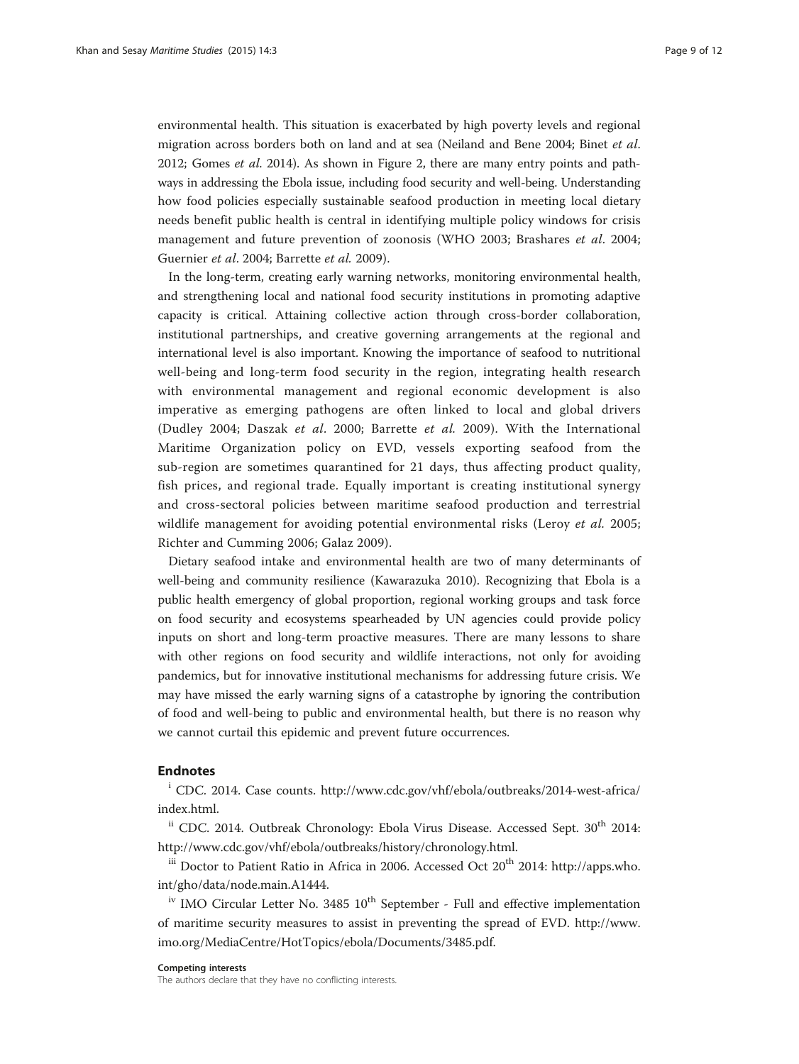environmental health. This situation is exacerbated by high poverty levels and regional migration across borders both on land and at sea (Neiland and Bene 2004; Binet *et al.* 2012; Gomes *et al.* 2014). As shown in Figure 2, there are many entry points and pathways in addressing the Ebola issue, including food security and well-being. Understanding how food policies especially sustainable seafood production in meeting local dietary needs benefit public health is central in identifying multiple policy windows for crisis management and future prevention of zoonosis (WHO 2003; Brashares *et al*. 2004; Guernier *et al*. 2004; Barrette *et al.* 2009).

In the long-term, creating early warning networks, monitoring environmental health, and strengthening local and national food security institutions in promoting adaptive capacity is critical. Attaining collective action through cross-border collaboration, institutional partnerships, and creative governing arrangements at the regional and international level is also important. Knowing the importance of seafood to nutritional well-being and long-term food security in the region, integrating health research with environmental management and regional economic development is also imperative as emerging pathogens are often linked to local and global drivers (Dudley 2004; Daszak *et al*. 2000; Barrette *et al.* 2009). With the International Maritime Organization policy on EVD, vessels exporting seafood from the sub-region are sometimes quarantined for 21 days, thus affecting product quality, fish prices, and regional trade. Equally important is creating institutional synergy and cross-sectoral policies between maritime seafood production and terrestrial wildlife management for avoiding potential environmental risks (Leroy *et al.* 2005; Richter and Cumming 2006; Galaz 2009).

Dietary seafood intake and environmental health are two of many determinants of well-being and community resilience (Kawarazuka 2010). Recognizing that Ebola is a public health emergency of global proportion, regional working groups and task force on food security and ecosystems spearheaded by UN agencies could provide policy inputs on short and long-term proactive measures. There are many lessons to share with other regions on food security and wildlife interactions, not only for avoiding pandemics, but for innovative institutional mechanisms for addressing future crisis. We may have missed the early warning signs of a catastrophe by ignoring the contribution of food and well-being to public and environmental health, but there is no reason why we cannot curtail this epidemic and prevent future occurrences.

## Endnotes

[i] CDC. 2014. Case counts. http://www.cdc.gov/vhf/ebola/outbreaks/2014-west-africa/index.html.

[ii] CDC. 2014. Outbreak Chronology: Ebola Virus Disease. Accessed Sept. 30th 2014: http://www.cdc.gov/vhf/ebola/outbreaks/history/chronology.html.

[iii] Doctor to Patient Ratio in Africa in 2006. Accessed Oct 20th 2014: http://apps.who.int/gho/data/node.main.A1444.

[iv] IMO Circular Letter No. 3485 10th September - Full and effective implementation of maritime security measures to assist in preventing the spread of EVD. http://www.imo.org/MediaCentre/HotTopics/ebola/Documents/3485.pdf.

#### Competing interests

The authors declare that they have no conflicting interests.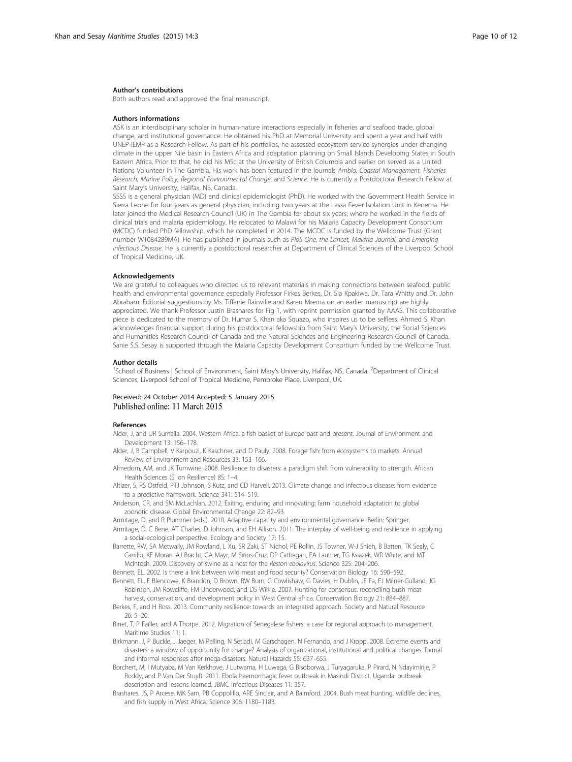#### Author's contributions

Both authors read and approved the final manuscript.

#### Authors informations

ASK is an interdisciplinary scholar in human-nature interactions especially in fisheries and seafood trade, global change, and institutional governance. He obtained his PhD at Memorial University and spent a year and half with UNEP-IEMP as a Research Fellow. As part of his portfolios, he assessed ecosystem service synergies under changing climate in the upper Nile basin in Eastern Africa and adaptation planning on Small Islands Developing States in South Eastern Africa. Prior to that, he did his MSc at the University of British Columbia and earlier on served as a United Nations Volunteer in The Gambia. His work has been featured in the journals *Ambio, Coastal Management, Fisheries Research, Marine Policy, Regional Environmental Change*, and *Science*. He is currently a Postdoctoral Research Fellow at Saint Mary's University, Halifax, NS, Canada.

SSSS is a general physician (MD) and clinical epidemiologist (PhD). He worked with the Government Health Service in Sierra Leone for four years as general physician, including two years at the Lassa Fever Isolation Unit in Kenema. He later joined the Medical Research Council (UK) in The Gambia for about six years; where he worked in the fields of clinical trials and malaria epidemiology. He relocated to Malawi for his Malaria Capacity Development Consortium (MCDC) funded PhD fellowship, which he completed in 2014. The MCDC is funded by the Wellcome Trust (Grant number WT084289MA). He has published in journals such as *PloS One, the Lancet, Malaria Journal*, and *Emerging Infectious Disease*. He is currently a postdoctoral researcher at Department of Clinical Sciences of the Liverpool School of Tropical Medicine, UK.

#### Acknowledgements

We are grateful to colleagues who directed us to relevant materials in making connections between seafood, public health and environmental governance especially Professor Firkes Berkes, Dr. Sia Kpakiwa, Dr. Tara Whitty and Dr. John Abraham. Editorial suggestions by Ms. Tiffanie Rainville and Karen Mrema on an earlier manuscript are highly appreciated. We thank Professor Justin Brashares for Fig 1, with reprint permission granted by AAAS. This collaborative piece is dedicated to the memory of Dr. Humar S. Khan aka Squazo, who inspires us to be selfless. Ahmed S. Khan acknowledges financial support during his postdoctoral fellowship from Saint Mary's University, the Social Sciences and Humanities Research Council of Canada and the Natural Sciences and Engineering Research Council of Canada. Sanie S.S. Sesay is supported through the Malaria Capacity Development Consortium funded by the Wellcome Trust.

#### Author details

[1]School of Business | School of Environment, Saint Mary's University, Halifax, NS, Canada. [2]Department of Clinical Sciences, Liverpool School of Tropical Medicine, Pembroke Place, Liverpool, UK.

Received: 24 October 2014 Accepted: 5 January 2015
Published online: 11 March 2015

#### References

Alder, J, and UR Sumaila. 2004. Western Africa: a fish basket of Europe past and present. Journal of Environment and Development 13: 156–178.

Alder, J, B Campbell, V Karpouzi, K Kaschner, and D Pauly. 2008. Forage fish: from ecosystems to markets. Annual Review of Environment and Resources 33: 153–166.

Almedom, AM, and JK Tumwine. 2008. Resilience to disasters: a paradigm shift from vulnerability to strength. African Health Sciences (SI on Resilience) 8S: 1–4.

Altizer, S, RS Ostfeld, PTJ Johnson, S Kutz, and CD Harvell. 2013. Climate change and infectious disease: from evidence to a predictive framework. Science 341: 514–519.

Anderson, CR, and SM McLachlan. 2012. Exiting, enduring and innovating: farm household adaptation to global zoonotic disease. Global Environmental Change 22: 82–93.

Armitage, D, and R Plummer (eds.). 2010. Adaptive capacity and environmental governance. Berlin: Springer.

Armitage, D, C Bene, AT Charles, D Johnson, and EH Allison. 2011. The interplay of well-being and resilience in applying a social-ecological perspective. Ecology and Society 17: 15.

Barrette, RW, SA Metwally, JM Rowland, L Xu, SR Zaki, ST Nichol, PE Rollin, JS Towner, W-J Shieh, B Batten, TK Sealy, C Carrillo, KE Moran, AJ Bracht, GA Mayr, M Sirios-Cruz, DP Catbagan, EA Lautner, TG Ksiazek, WR White, and MT McIntosh. 2009. Discovery of swine as a host for the *Reston ebolavirus*. Science 325: 204–206.

Bennett, EL. 2002. Is there a link between wild meat and food security? Conservation Biology 16: 590–592.

Bennett, EL, E Blencowe, K Brandon, D Brown, RW Burn, G Cowlishaw, G Davies, H Dublin, JE Fa, EJ Milner-Gulland, JG Robinson, JM Rowcliffe, FM Underwood, and DS Wilkie. 2007. Hunting for consensus: reconciling bush meat harvest, conservation, and development policy in West Central africa. Conservation Biology 21: 884–887.

Berkes, F, and H Ross. 2013. Community resilience: towards an integrated approach. Society and Natural Resource 26: 5–20.

Binet, T, P Failler, and A Thorpe. 2012. Migration of Senegalese fishers: a case for regional approach to management. Maritime Studies 11: 1.

Birkmann, J, P Buckle, J Jaeger, M Pelling, N Setiadi, M Garschagen, N Fernando, and J Kropp. 2008. Extreme events and disasters: a window of opportunity for change? Analysis of organizational, institutional and political changes, formal and informal responses after mega-disasters. Natural Hazards 55: 637–655.

Borchert, M, I Mutyaba, M Van Kerkhove, J Lutwama, H Luwaga, G Bisoborwa, J Turyagaruka, P Pirard, N Ndayimirije, P Roddy, and P Van Der Stuyft. 2011. Ebola haemorrhagic fever outbreak in Masindi District, Uganda: outbreak description and lessons learned. JBMC Infectious Diseases 11: 357.

Brashares, JS, P Arcese, MK Sam, PB Coppolillo, ARE Sinclair, and A Balmford. 2004. Bush meat hunting, wildlife declines, and fish supply in West Africa. Science 306: 1180–1183.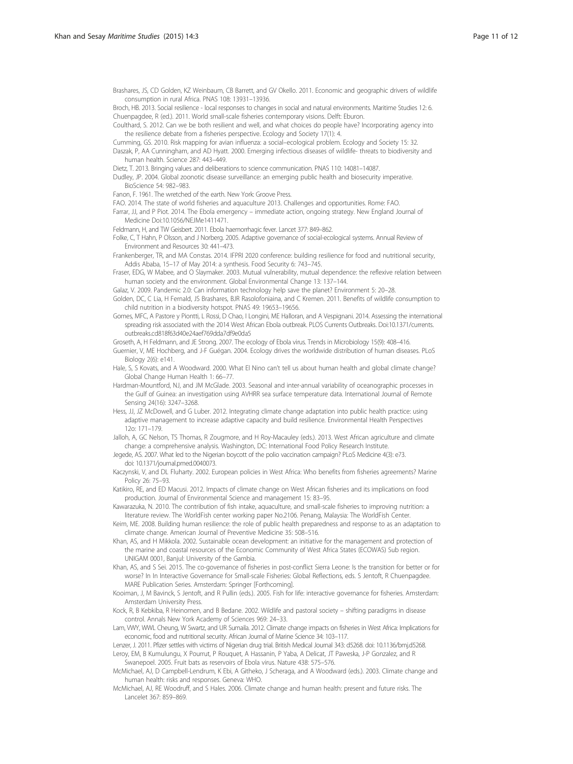Brashares, JS, CD Golden, KZ Weinbaum, CB Barrett, and GV Okello. 2011. Economic and geographic drivers of wildlife consumption in rural Africa. PNAS 108: 13931–13936.

Broch, HB. 2013. Social resilience - local responses to changes in social and natural environments. Maritime Studies 12: 6.

Chuenpagdee, R (ed.). 2011. World small-scale fisheries contemporary visions. Delft: Eburon.

Coulthard, S. 2012. Can we be both resilient and well, and what choices do people have? Incorporating agency into the resilience debate from a fisheries perspective. Ecology and Society 17(1): 4.

Cumming, GS. 2010. Risk mapping for avian influenza: a social–ecological problem. Ecology and Society 15: 32.

Daszak, P, AA Cunningham, and AD Hyatt. 2000. Emerging infectious diseases of wildlife- threats to biodiversity and human health. Science 287: 443–449.

Dietz, T. 2013. Bringing values and deliberations to science communication. PNAS 110: 14081–14087.

Dudley, JP. 2004. Global zoonotic disease surveillance: an emerging public health and biosecurity imperative. BioScience 54: 982–983.

Fanon, F. 1961. The wretched of the earth. New York: Groove Press.

FAO. 2014. The state of world fisheries and aquaculture 2013. Challenges and opportunities. Rome: FAO.

Farrar, JJ, and P Piot. 2014. The Ebola emergency – immediate action, ongoing strategy. New England Journal of Medicine Doi:10.1056/NEJMe1411471.

Feldmann, H, and TW Geisbert. 2011. Ebola haemorrhagic fever. Lancet 377: 849–862.

Folke, C, T Hahn, P Olsson, and J Norberg. 2005. Adaptive governance of social-ecological systems. Annual Review of Environment and Resources 30: 441–473.

Frankenberger, TR, and MA Constas. 2014. IFPRI 2020 conference: building resilience for food and nutritional security, Addis Ababa, 15–17 of May 2014: a synthesis. Food Security 6: 743–745.

Fraser, EDG, W Mabee, and O Slaymaker. 2003. Mutual vulnerability, mutual dependence: the reflexive relation between human society and the environment. Global Environmental Change 13: 137–144.

Galaz, V. 2009. Pandemic 2.0: Can information technology help save the planet? Environment 5: 20–28.

Golden, DC, C Lia, H Fernald, JS Brashares, BJR Rasolofoniaina, and C Kremen. 2011. Benefits of wildlife consumption to child nutrition in a biodiversity hotspot. PNAS 49: 19653–19656.

Gomes, MFC, A Pastore y Piontti, L Rossi, D Chao, I Longini, ME Halloran, and A Vespignani. 2014. Assessing the international spreading risk associated with the 2014 West African Ebola outbreak. PLOS Currents Outbreaks. Doi:10.1371/currents.outbreaks.cd818f63d40e24aef769dda7df9e0da5

Groseth, A, H Feldmann, and JE Strong. 2007. The ecology of Ebola virus. Trends in Microbiology 15(9): 408–416.

Guernier, V, ME Hochberg, and J-F Guégan. 2004. Ecology drives the worldwide distribution of human diseases. PLoS Biology 2(6): e141.

Hale, S, S Kovats, and A Woodward. 2000. What El Nino can't tell us about human health and global climate change? Global Change Human Health 1: 66–77.

Hardman-Mountford, NJ, and JM McGlade. 2003. Seasonal and inter-annual variability of oceanographic processes in the Gulf of Guinea: an investigation using AVHRR sea surface temperature data. International Journal of Remote Sensing 24(16): 3247–3268.

Hess, JJ, JZ McDowell, and G Luber. 2012. Integrating climate change adaptation into public health practice: using adaptive management to increase adaptive capacity and build resilience. Environmental Health Perspectives 12o: 171–179.

Jalloh, A, GC Nelson, TS Thomas, R Zougmore, and H Roy-Macauley (eds.). 2013. West African agriculture and climate change: a comprehensive analysis. Washington, DC: International Food Policy Research Institute.

Jegede, AS. 2007. What led to the Nigerian boycott of the polio vaccination campaign? PLoS Medicine 4(3): e73. doi: 10.1371/journal.pmed.0040073.

Kaczynski, V, and DL Fluharty. 2002. European policies in West Africa: Who benefits from fisheries agreements? Marine Policy 26: 75–93.

Katikiro, RE, and ED Macusi. 2012. Impacts of climate change on West African fisheries and its implications on food production. Journal of Environmental Science and management 15: 83–95.

Kawarazuka, N. 2010. The contribution of fish intake, aquaculture, and small-scale fisheries to improving nutrition: a literature review. The WorldFish center working paper No.2106. Penang, Malaysia: The WorldFish Center.

Keim, ME. 2008. Building human resilience: the role of public health preparedness and response to as an adaptation to climate change. American Journal of Preventive Medicine 35: 508–516.

Khan, AS, and H Mikkola. 2002. Sustainable ocean development: an initiative for the management and protection of the marine and coastal resources of the Economic Community of West Africa States (ECOWAS) Sub region. UNIGAM 0001, Banjul: University of the Gambia.

Khan, AS, and S Sei. 2015. The co-governance of fisheries in post-conflict Sierra Leone: Is the transition for better or for worse? In In Interactive Governance for Small-scale Fisheries: Global Reflections, eds. S Jentoft, R Chuenpagdee. MARE Publication Series. Amsterdam: Springer [Forthcoming].

Kooiman, J, M Bavinck, S Jentoft, and R Pullin (eds.). 2005. Fish for life: interactive governance for fisheries. Amsterdam: Amsterdam University Press.

Kock, R, B Kebkiba, R Heinomen, and B Bedane. 2002. Wildlife and pastoral society – shifting paradigms in disease control. Annals New York Academy of Sciences 969: 24–33.

Lam, VWY, WWL Cheung, W Swartz, and UR Sumaila. 2012. Climate change impacts on fisheries in West Africa: Implications for economic, food and nutritional security. African Journal of Marine Science 34: 103–117.

Lenzer, J. 2011. Pfizer settles with victims of Nigerian drug trial. British Medical Journal 343: d5268. doi: 10.1136/bmj.d5268.

Leroy, EM, B Kumulungu, X Pourrut, P Rouquet, A Hassanin, P Yaba, A Delicat, JT Paweska, J-P Gonzalez, and R Swanepoel. 2005. Fruit bats as reservoirs of Ebola virus. Nature 438: 575–576.

McMichael, AJ, D Campbell-Lendrum, K Ebi, A Githeko, J Scheraga, and A Woodward (eds.). 2003. Climate change and human health: risks and responses. Geneva: WHO.

McMichael, AJ, RE Woodruff, and S Hales. 2006. Climate change and human health: present and future risks. The Lancelet 367: 859–869.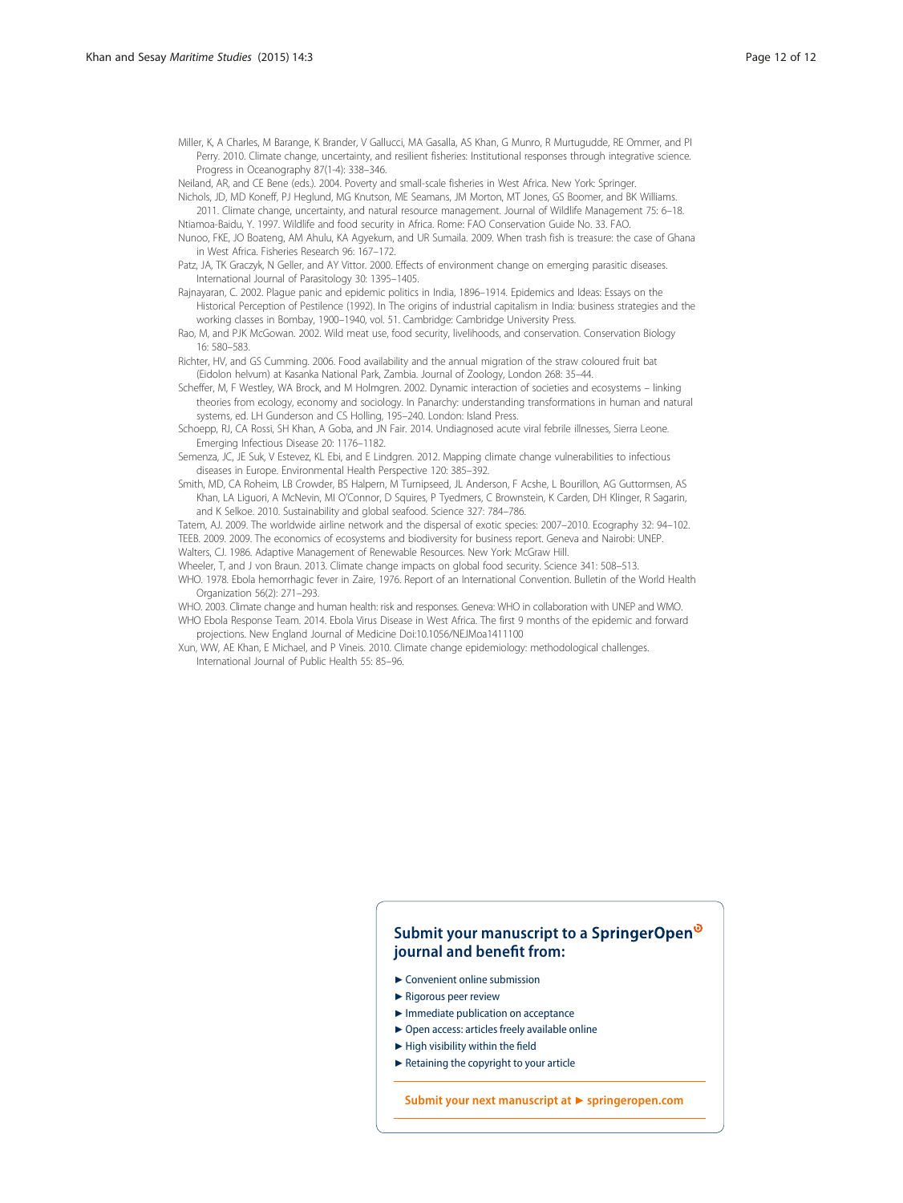Miller, K, A Charles, M Barange, K Brander, V Gallucci, MA Gasalla, AS Khan, G Munro, R Murtugudde, RE Ommer, and PI Perry. 2010. Climate change, uncertainty, and resilient fisheries: Institutional responses through integrative science. Progress in Oceanography 87(1-4): 338–346.

Neiland, AR, and CE Bene (eds.). 2004. Poverty and small-scale fisheries in West Africa. New York: Springer.

Nichols, JD, MD Koneff, PJ Heglund, MG Knutson, ME Seamans, JM Morton, MT Jones, GS Boomer, and BK Williams. 2011. Climate change, uncertainty, and natural resource management. Journal of Wildlife Management 75: 6–18.

Ntiamoa-Baidu, Y. 1997. Wildlife and food security in Africa. Rome: FAO Conservation Guide No. 33. FAO.

Nunoo, FKE, JO Boateng, AM Ahulu, KA Agyekum, and UR Sumaila. 2009. When trash fish is treasure: the case of Ghana in West Africa. Fisheries Research 96: 167–172.

Patz, JA, TK Graczyk, N Geller, and AY Vittor. 2000. Effects of environment change on emerging parasitic diseases. International Journal of Parasitology 30: 1395–1405.

Rajnayaran, C. 2002. Plague panic and epidemic politics in India, 1896–1914. Epidemics and Ideas: Essays on the Historical Perception of Pestilence (1992). In The origins of industrial capitalism in India: business strategies and the working classes in Bombay, 1900–1940, vol. 51. Cambridge: Cambridge University Press.

Rao, M, and PJK McGowan. 2002. Wild meat use, food security, livelihoods, and conservation. Conservation Biology 16: 580–583.

Richter, HV, and GS Cumming. 2006. Food availability and the annual migration of the straw coloured fruit bat (Eidolon helvum) at Kasanka National Park, Zambia. Journal of Zoology, London 268: 35–44.

Scheffer, M, F Westley, WA Brock, and M Holmgren. 2002. Dynamic interaction of societies and ecosystems – linking theories from ecology, economy and sociology. In Panarchy: understanding transformations in human and natural systems, ed. LH Gunderson and CS Holling, 195–240. London: Island Press.

Schoepp, RJ, CA Rossi, SH Khan, A Goba, and JN Fair. 2014. Undiagnosed acute viral febrile illnesses, Sierra Leone. Emerging Infectious Disease 20: 1176–1182.

Semenza, JC, JE Suk, V Estevez, KL Ebi, and E Lindgren. 2012. Mapping climate change vulnerabilities to infectious diseases in Europe. Environmental Health Perspective 120: 385–392.

Smith, MD, CA Roheim, LB Crowder, BS Halpern, M Turnipseed, JL Anderson, F Acshe, L Bourillon, AG Guttormsen, AS Khan, LA Liguori, A McNevin, MI O'Connor, D Squires, P Tyedmers, C Brownstein, K Carden, DH Klinger, R Sagarin, and K Selkoe. 2010. Sustainability and global seafood. Science 327: 784–786.

Tatem, AJ. 2009. The worldwide airline network and the dispersal of exotic species: 2007–2010. Ecography 32: 94–102.

TEEB. 2009. 2009. The economics of ecosystems and biodiversity for business report. Geneva and Nairobi: UNEP.

Walters, CJ. 1986. Adaptive Management of Renewable Resources. New York: McGraw Hill.

Wheeler, T, and J von Braun. 2013. Climate change impacts on global food security. Science 341: 508–513.

WHO. 1978. Ebola hemorrhagic fever in Zaire, 1976. Report of an International Convention. Bulletin of the World Health Organization 56(2): 271–293.

WHO. 2003. Climate change and human health: risk and responses. Geneva: WHO in collaboration with UNEP and WMO.

WHO Ebola Response Team. 2014. Ebola Virus Disease in West Africa. The first 9 months of the epidemic and forward projections. New England Journal of Medicine Doi:10.1056/NEJMoa1411100

Xun, WW, AE Khan, E Michael, and P Vineis. 2010. Climate change epidemiology: methodological challenges. International Journal of Public Health 55: 85–96.

**Submit your manuscript to a SpringerOpen journal and benefit from:**

- ► Convenient online submission
- ► Rigorous peer review
- ► Immediate publication on acceptance
- ► Open access: articles freely available online
- ► High visibility within the field
- ► Retaining the copyright to your article

**Submit your next manuscript at ► springeropen.com**